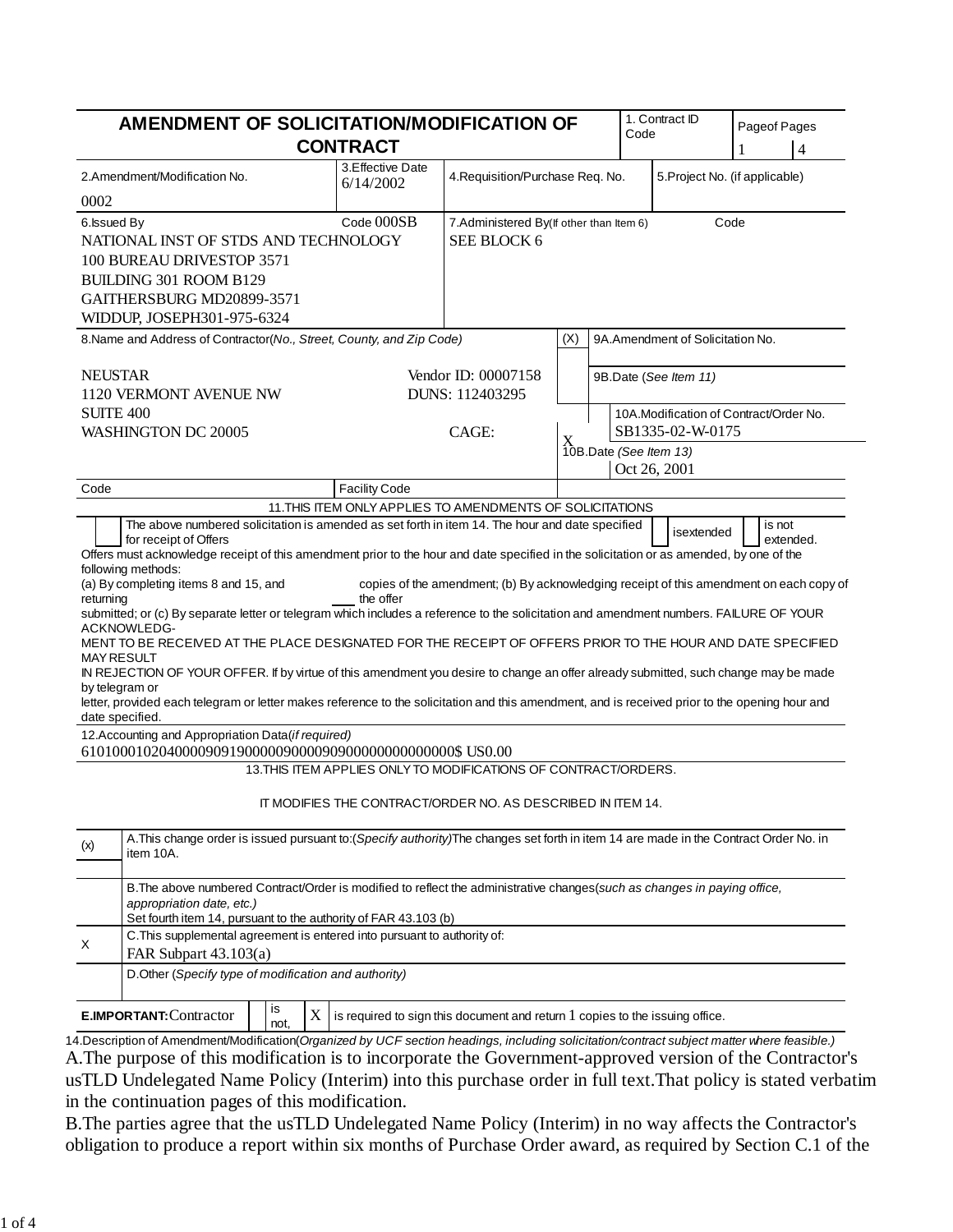# AMENDMENT OF SOLICITATION/MODIFICATION OF CONTRACT

| 1. Contract ID Code | Page of Pages |
|---|---|
| | 1 of 4 |

| 2. Amendment/Modification No. | 3. Effective Date | 4. Requisition/Purchase Req. No. | 5. Project No. (if applicable) |
|---|---|---|---|
| 0002 | 6/14/2002 | | |

**6. Issued By** Code 000SB
NATIONAL INST OF STDS AND TECHNOLOGY
100 BUREAU DRIVESTOP 3571
BUILDING 301 ROOM B129
GAITHERSBURG MD20899-3571
WIDDUP, JOSEPH301-975-6324

**7. Administered By** (If other than Item 6) Code
SEE BLOCK 6

**8. Name and Address of Contractor** (*No., Street, County, and Zip Code*)

NEUSTAR
1120 VERMONT AVENUE NW
SUITE 400
WASHINGTON DC 20005

Vendor ID: 00007158
DUNS: 112403295
CAGE:

| (X) | |
|---|---|
| | 9A. Amendment of Solicitation No. |
| | 9B. Date (*See Item 11*) |
| X | 10A. Modification of Contract/Order No. SB1335-02-W-0175 |
| | 10B. Date (*See Item 13*) Oct 26, 2001 |

Code | Facility Code

**11. THIS ITEM ONLY APPLIES TO AMENDMENTS OF SOLICITATIONS**

☐ The above numbered solicitation is amended as set forth in item 14. The hour and date specified for receipt of Offers ☐ is extended ☐ is not extended.

Offers must acknowledge receipt of this amendment prior to the hour and date specified in the solicitation or as amended, by one of the following methods:
(a) By completing items 8 and 15, and returning ___ copies of the amendment; (b) By acknowledging receipt of this amendment on each copy of the offer submitted; or (c) By separate letter or telegram which includes a reference to the solicitation and amendment numbers. FAILURE OF YOUR ACKNOWLEDGMENT TO BE RECEIVED AT THE PLACE DESIGNATED FOR THE RECEIPT OF OFFERS PRIOR TO THE HOUR AND DATE SPECIFIED MAY RESULT IN REJECTION OF YOUR OFFER. If by virtue of this amendment you desire to change an offer already submitted, such change may be made by telegram or letter, provided each telegram or letter makes reference to the solicitation and this amendment, and is received prior to the opening hour and date specified.

**12. Accounting and Appropriation Data** (*if required*)
61010001020400009091900000900009090000000000000$ US0.00

**13. THIS ITEM APPLIES ONLY TO MODIFICATIONS OF CONTRACT/ORDERS.**

IT MODIFIES THE CONTRACT/ORDER NO. AS DESCRIBED IN ITEM 14.

| (x) | |
|---|---|
| | A. This change order is issued pursuant to: (*Specify authority*) The changes set forth in item 14 are made in the Contract Order No. in item 10A. |
| | B. The above numbered Contract/Order is modified to reflect the administrative changes (*such as changes in paying office, appropriation date, etc.*) Set fourth item 14, pursuant to the authority of FAR 43.103 (b) |
| X | C. This supplemental agreement is entered into pursuant to authority of: FAR Subpart 43.103(a) |
| | D. Other (*Specify type of modification and authority*) |

**E. IMPORTANT:** Contractor ☐ is not, ☒ is required to sign this document and return 1 copies to the issuing office.

**14. Description of Amendment/Modification** (*Organized by UCF section headings, including solicitation/contract subject matter where feasible.*)

A. The purpose of this modification is to incorporate the Government-approved version of the Contractor's usTLD Undelegated Name Policy (Interim) into this purchase order in full text. That policy is stated verbatim in the continuation pages of this modification.

B. The parties agree that the usTLD Undelegated Name Policy (Interim) in no way affects the Contractor's obligation to produce a report within six months of Purchase Order award, as required by Section C.1 of the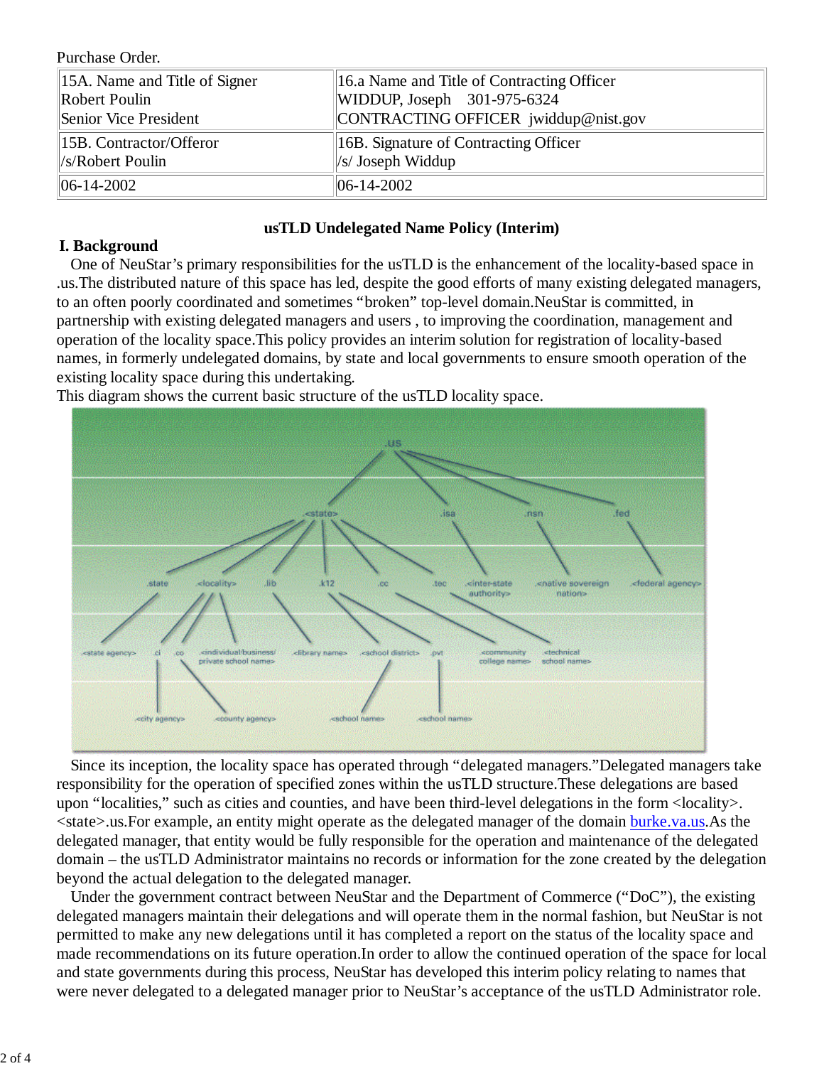Purchase Order.

| 15A. Name and Title of Signer<br>Robert Poulin<br>Senior Vice President | 16.a Name and Title of Contracting Officer<br>WIDDUP, Joseph 301-975-6324<br>CONTRACTING OFFICER jwiddup@nist.gov |
|---|---|
| 15B. Contractor/Offeror<br>/s/Robert Poulin | 16B. Signature of Contracting Officer<br>/s/ Joseph Widdup |
| 06-14-2002 | 06-14-2002 |

## usTLD Undelegated Name Policy (Interim)

### I. Background

One of NeuStar's primary responsibilities for the usTLD is the enhancement of the locality-based space in .us.The distributed nature of this space has led, despite the good efforts of many existing delegated managers, to an often poorly coordinated and sometimes "broken" top-level domain.NeuStar is committed, in partnership with existing delegated managers and users , to improving the coordination, management and operation of the locality space.This policy provides an interim solution for registration of locality-based names, in formerly undelegated domains, by state and local governments to ensure smooth operation of the existing locality space during this undertaking.

This diagram shows the current basic structure of the usTLD locality space.

Since its inception, the locality space has operated through "delegated managers."Delegated managers take responsibility for the operation of specified zones within the usTLD structure.These delegations are based upon "localities," such as cities and counties, and have been third-level delegations in the form <locality>.<state>.us.For example, an entity might operate as the delegated manager of the domain burke.va.us.As the delegated manager, that entity would be fully responsible for the operation and maintenance of the delegated domain – the usTLD Administrator maintains no records or information for the zone created by the delegation beyond the actual delegation to the delegated manager.

Under the government contract between NeuStar and the Department of Commerce ("DoC"), the existing delegated managers maintain their delegations and will operate them in the normal fashion, but NeuStar is not permitted to make any new delegations until it has completed a report on the status of the locality space and made recommendations on its future operation.In order to allow the continued operation of the space for local and state governments during this process, NeuStar has developed this interim policy relating to names that were never delegated to a delegated manager prior to NeuStar's acceptance of the usTLD Administrator role.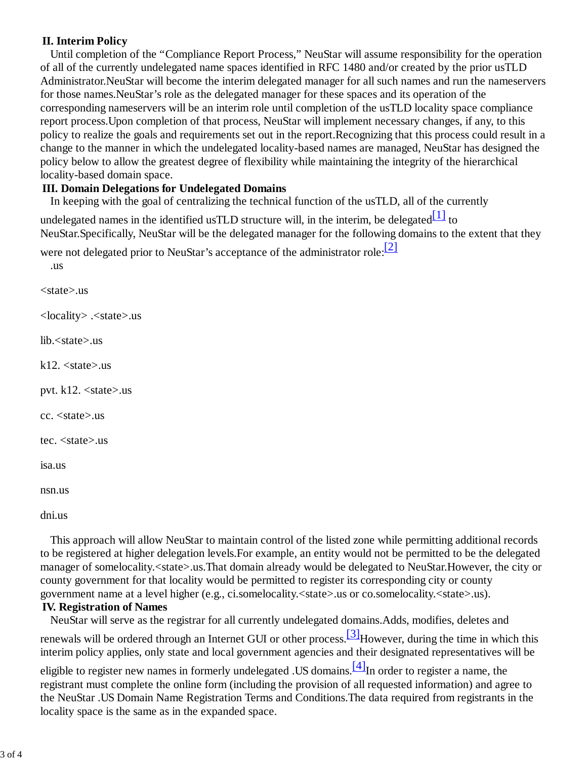## II. Interim Policy

Until completion of the “Compliance Report Process,” NeuStar will assume responsibility for the operation of all of the currently undelegated name spaces identified in RFC 1480 and/or created by the prior usTLD Administrator.NeuStar will become the interim delegated manager for all such names and run the nameservers for those names.NeuStar’s role as the delegated manager for these spaces and its operation of the corresponding nameservers will be an interim role until completion of the usTLD locality space compliance report process.Upon completion of that process, NeuStar will implement necessary changes, if any, to this policy to realize the goals and requirements set out in the report.Recognizing that this process could result in a change to the manner in which the undelegated locality-based names are managed, NeuStar has designed the policy below to allow the greatest degree of flexibility while maintaining the integrity of the hierarchical locality-based domain space.

## III. Domain Delegations for Undelegated Domains

In keeping with the goal of centralizing the technical function of the usTLD, all of the currently undelegated names in the identified usTLD structure will, in the interim, be delegated[1] to NeuStar.Specifically, NeuStar will be the delegated manager for the following domains to the extent that they were not delegated prior to NeuStar’s acceptance of the administrator role:[2]

.us

<state>.us

<locality> .<state>.us

lib.<state>.us

k12. <state>.us

pvt. k12. <state>.us

cc. <state>.us

tec. <state>.us

isa.us

nsn.us

dni.us

This approach will allow NeuStar to maintain control of the listed zone while permitting additional records to be registered at higher delegation levels.For example, an entity would not be permitted to be the delegated manager of somelocality.<state>.us.That domain already would be delegated to NeuStar.However, the city or county government for that locality would be permitted to register its corresponding city or county government name at a level higher (e.g., ci.somelocality.<state>.us or co.somelocality.<state>.us).

## IV. Registration of Names

NeuStar will serve as the registrar for all currently undelegated domains.Adds, modifies, deletes and renewals will be ordered through an Internet GUI or other process.[3]However, during the time in which this interim policy applies, only state and local government agencies and their designated representatives will be eligible to register new names in formerly undelegated .US domains.[4]In order to register a name, the registrant must complete the online form (including the provision of all requested information) and agree to the NeuStar .US Domain Name Registration Terms and Conditions.The data required from registrants in the locality space is the same as in the expanded space.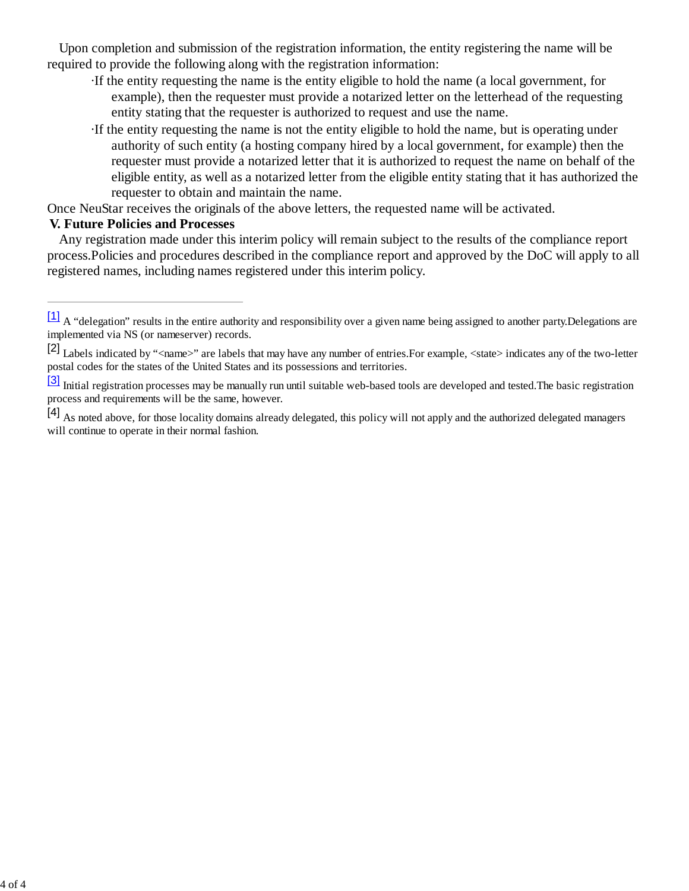Upon completion and submission of the registration information, the entity registering the name will be required to provide the following along with the registration information:

- ·If the entity requesting the name is the entity eligible to hold the name (a local government, for example), then the requester must provide a notarized letter on the letterhead of the requesting entity stating that the requester is authorized to request and use the name.
- ·If the entity requesting the name is not the entity eligible to hold the name, but is operating under authority of such entity (a hosting company hired by a local government, for example) then the requester must provide a notarized letter that it is authorized to request the name on behalf of the eligible entity, as well as a notarized letter from the eligible entity stating that it has authorized the requester to obtain and maintain the name.

Once NeuStar receives the originals of the above letters, the requested name will be activated.

**V. Future Policies and Processes**

Any registration made under this interim policy will remain subject to the results of the compliance report process.Policies and procedures described in the compliance report and approved by the DoC will apply to all registered names, including names registered under this interim policy.

---

[1] A “delegation” results in the entire authority and responsibility over a given name being assigned to another party.Delegations are implemented via NS (or nameserver) records.

[2] Labels indicated by “<name>” are labels that may have any number of entries.For example, <state> indicates any of the two-letter postal codes for the states of the United States and its possessions and territories.

[3] Initial registration processes may be manually run until suitable web-based tools are developed and tested.The basic registration process and requirements will be the same, however.

[4] As noted above, for those locality domains already delegated, this policy will not apply and the authorized delegated managers will continue to operate in their normal fashion.